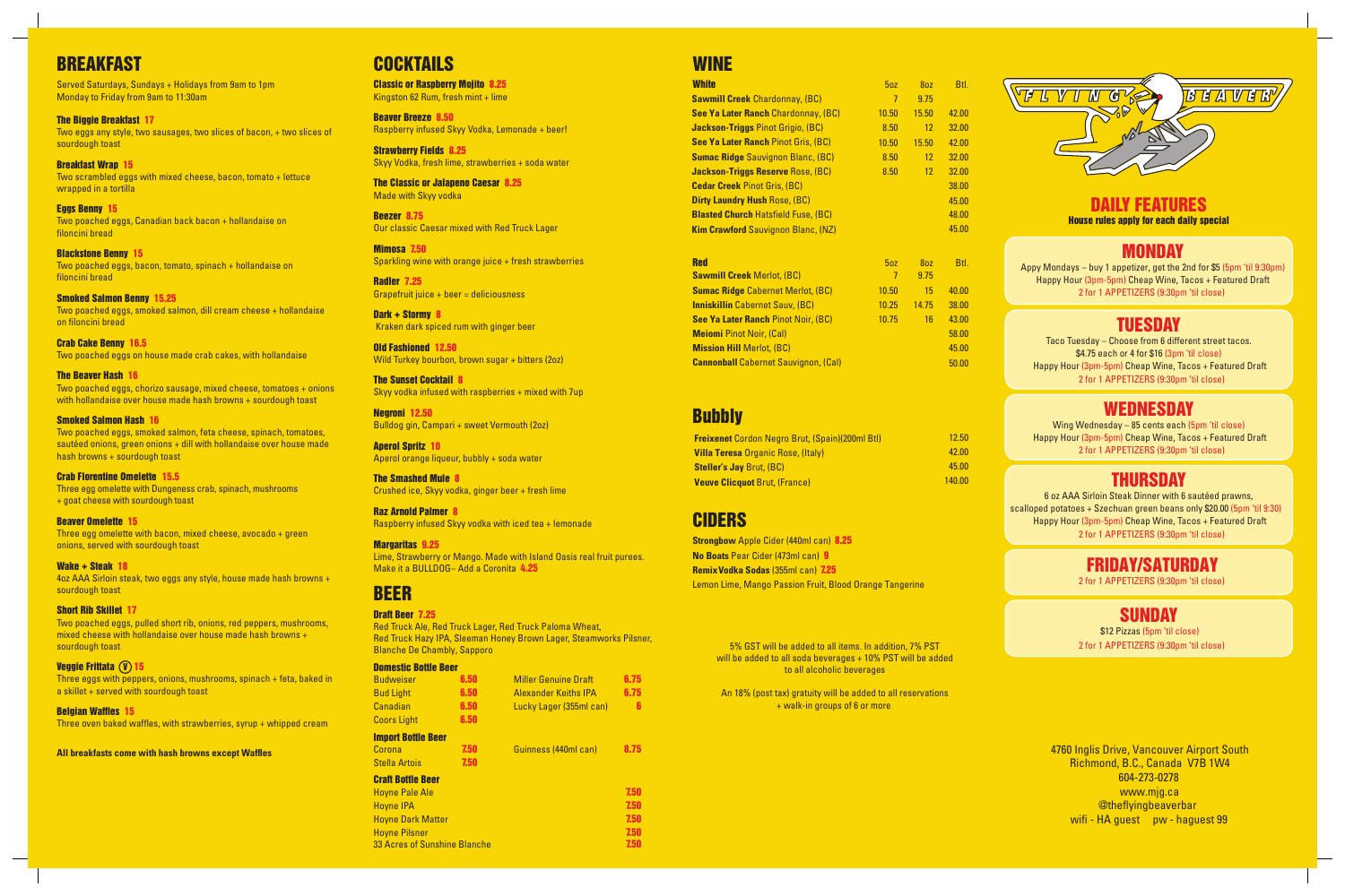## BREAKFAST

Served Saturdays, Sundays + Holidays from 9am to 1pm
Monday to Friday from 9am to 11:30am

**The Biggie Breakfast 17**
Two eggs any style, two sausages, two slices of bacon, + two slices of sourdough toast

**Breakfast Wrap 15**
Two scrambled eggs with mixed cheese, bacon, tomato + lettuce wrapped in a tortilla

**Eggs Benny 15**
Two poached eggs, Canadian back bacon + hollandaise on filoncini bread

**Blackstone Benny 15**
Two poached eggs, bacon, tomato, spinach + hollandaise on filoncini bread

**Smoked Salmon Benny 15.25**
Two poached eggs, smoked salmon, dill cream cheese + hollandaise on filoncini bread

**Crab Cake Benny 16.5**
Two poached eggs on house made crab cakes, with hollandaise

**The Beaver Hash 16**
Two poached eggs, chorizo sausage, mixed cheese, tomatoes + onions with hollandaise over house made hash browns + sourdough toast

**Smoked Salmon Hash 16**
Two poached eggs, smoked salmon, feta cheese, spinach, tomatoes, sautéed onions, green onions + dill with hollandaise over house made hash browns + sourdough toast

**Crab Florentine Omelette 15.5**
Three egg omelette with Dungeness crab, spinach, mushrooms + goat cheese with sourdough toast

**Beaver Omelette 15**
Three egg omelette with bacon, mixed cheese, avocado + green onions, served with sourdough toast

**Wake + Steak 18**
4oz AAA Sirloin steak, two eggs any style, house made hash browns + sourdough toast

**Short Rib Skillet 17**
Two poached eggs, pulled short rib, onions, red peppers, mushrooms, mixed cheese with hollandaise over house made hash browns + sourdough toast

**Veggie Frittata (V) 15**
Three eggs with peppers, onions, mushrooms, spinach + feta, baked in a skillet + served with sourdough toast

**Belgian Waffles 15**
Three oven baked waffles, with strawberries, syrup + whipped cream

**All breakfasts come with hash browns except Waffles**

## COCKTAILS

**Classic or Raspberry Mojito 8.25**
Kingston 62 Rum, fresh mint + lime

**Beaver Breeze 8.50**
Raspberry infused Skyy Vodka, Lemonade + beer!

**Strawberry Fields 8.25**
Skyy Vodka, fresh lime, strawberries + soda water

**The Classic or Jalapeno Caesar 8.25**
Made with Skyy vodka

**Beezer 8.75**
Our classic Caesar mixed with Red Truck Lager

**Mimosa 7.50**
Sparkling wine with orange juice + fresh strawberries

**Radler 7.25**
Grapefruit juice + beer = deliciousness

**Dark + Stormy 8**
Kraken dark spiced rum with ginger beer

**Old Fashioned 12.50**
Wild Turkey bourbon, brown sugar + bitters (2oz)

**The Sunset Cocktail 8**
Skyy vodka infused with raspberries + mixed with 7up

**Negroni 12.50**
Bulldog gin, Campari + sweet Vermouth (2oz)

**Aperol Spritz 10**
Aperol orange liqueur, bubbly + soda water

**The Smashed Mule 8**
Crushed ice, Skyy vodka, ginger beer + fresh lime

**Raz Arnold Palmer 8**
Raspberry infused Skyy vodka with iced tea + lemonade

**Margaritas 9.25**
Lime, Strawberry or Mango. Made with Island Oasis real fruit purees.
Make it a BULLDOG– Add a Coronita 4.25

## BEER

**Draft Beer 7.25**
Red Truck Ale, Red Truck Lager, Red Truck Paloma Wheat, Red Truck Hazy IPA, Sleeman Honey Brown Lager, Steamworks Pilsner, Blanche De Chambly, Sapporo

**Domestic Bottle Beer**

| | | | |
|---|---|---|---|
| Budweiser | 6.50 | Miller Genuine Draft | 6.75 |
| Bud Light | 6.50 | Alexander Keiths IPA | 6.75 |
| Canadian | 6.50 | Lucky Lager (355ml can) | 6 |
| Coors Light | 6.50 | | |

**Import Bottle Beer**

| | | | |
|---|---|---|---|
| Corona | 7.50 | Guinness (440ml can) | 8.75 |
| Stella Artois | 7.50 | | |

**Craft Bottle Beer**

| | |
|---|---|
| Hoyne Pale Ale | 7.50 |
| Hoyne IPA | 7.50 |
| Hoyne Dark Matter | 7.50 |
| Hoyne Pilsner | 7.50 |
| 33 Acres of Sunshine Blanche | 7.50 |

## WINE

| White | 5oz | 8oz | Btl. |
|---|---|---|---|
| Sawmill Creek Chardonnay, (BC) | 7 | 9.75 | |
| See Ya Later Ranch Chardonnay, (BC) | 10.50 | 15.50 | 42.00 |
| Jackson-Triggs Pinot Grigio, (BC) | 8.50 | 12 | 32.00 |
| See Ya Later Ranch Pinot Gris, (BC) | 10.50 | 15.50 | 42.00 |
| Sumac Ridge Sauvignon Blanc, (BC) | 8.50 | 12 | 32.00 |
| Jackson-Triggs Reserve Rose, (BC) | 8.50 | 12 | 32.00 |
| Cedar Creek Pinot Gris, (BC) | | | 38.00 |
| Dirty Laundry Hush Rose, (BC) | | | 45.00 |
| Blasted Church Hatsfield Fuse, (BC) | | | 48.00 |
| Kim Crawford Sauvignon Blanc, (NZ) | | | 45.00 |

| Red | 5oz | 8oz | Btl. |
|---|---|---|---|
| Sawmill Creek Merlot, (BC) | 7 | 9.75 | |
| Sumac Ridge Cabernet Merlot, (BC) | 10.50 | 15 | 40.00 |
| Inniskillin Cabernet Sauv, (BC) | 10.25 | 14.75 | 38.00 |
| See Ya Later Ranch Pinot Noir, (BC) | 10.75 | 16 | 43.00 |
| Meiomi Pinot Noir, (Cal) | | | 58.00 |
| Mission Hill Merlot, (BC) | | | 45.00 |
| Cannonball Cabernet Sauvignon, (Cal) | | | 50.00 |

## Bubbly

| | |
|---|---|
| Freixenet Cordon Negro Brut, (Spain)(200ml Btl) | 12.50 |
| Villa Teresa Organic Rose, (Italy) | 42.00 |
| Steller's Jay Brut, (BC) | 45.00 |
| Veuve Clicquot Brut, (France) | 140.00 |

## CIDERS

**Strongbow** Apple Cider (440ml can) **8.25**
**No Boats** Pear Cider (473ml can) **9**
**Remix Vodka Sodas** (355ml can) **7.25**
Lemon Lime, Mango Passion Fruit, Blood Orange Tangerine

5% GST will be added to all items. In addition, 7% PST will be added to all soda beverages + 10% PST will be added to all alcoholic beverages

An 18% (post tax) gratuity will be added to all reservations + walk-in groups of 6 or more

FLYING BEAVER

## DAILY FEATURES

**House rules apply for each daily special**

### MONDAY

Appy Mondays – buy 1 appetizer, get the 2nd for $5 (5pm 'til 9:30pm)
Happy Hour (3pm-5pm) Cheap Wine, Tacos + Featured Draft
2 for 1 APPETIZERS (9:30pm 'til close)

### TUESDAY

Taco Tuesday – Choose from 6 different street tacos.
$4.75 each or 4 for $16 (3pm 'til close)
Happy Hour (3pm-5pm) Cheap Wine, Tacos + Featured Draft
2 for 1 APPETIZERS (9:30pm 'til close)

### WEDNESDAY

Wing Wednesday – 85 cents each (5pm 'til close)
Happy Hour (3pm-5pm) Cheap Wine, Tacos + Featured Draft
2 for 1 APPETIZERS (9:30pm 'til close)

### THURSDAY

6 oz AAA Sirloin Steak Dinner with 6 sautéed prawns, scalloped potatoes + Szechuan green beans only $20.00 (5pm 'til 9:30)
Happy Hour (3pm-5pm) Cheap Wine, Tacos + Featured Draft
2 for 1 APPETIZERS (9:30pm 'til close)

### FRIDAY/SATURDAY

2 for 1 APPETIZERS (9:30pm 'til close)

### SUNDAY

$12 Pizzas (5pm 'til close)
2 for 1 APPETIZERS (9:30pm 'til close)

4760 Inglis Drive, Vancouver Airport South
Richmond, B.C., Canada V7B 1W4
604-273-0278
www.mjg.ca
@theflyingbeaverbar
wifi - HA guest pw - haguest 99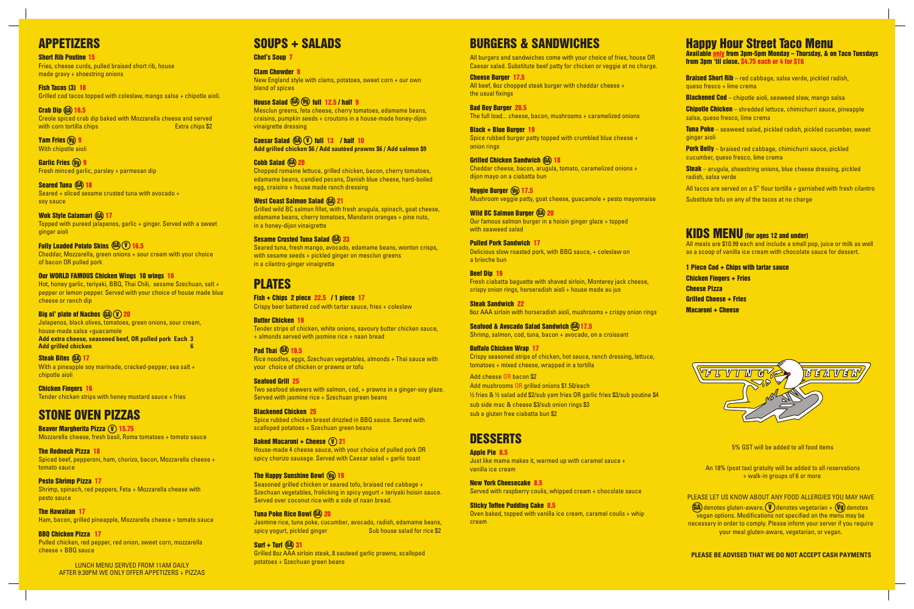## APPETIZERS

**Short Rib Poutine 15**
Fries, cheese curds, pulled braised short rib, house made gravy + shoestring onions

**Fish Tacos (3) 18**
Grilled cod tacos topped with coleslaw, mango salsa + chipotle aioli.

**Crab Dip (GA) 16.5**
Creole spiced crab dip baked with Mozzarella cheese and served with corn tortilla chips — Extra chips $2

**Yam Fries (Vg) 9**
With chipotle aioli

**Garlic Fries (Vg) 9**
Fresh minced garlic, parsley + parmesan dip

**Seared Tuna (GA) 18**
Seared + sliced sesame crusted tuna with avocado + soy sauce

**Wok Style Calamari (GA) 17**
Topped with pureed jalapenos, garlic + ginger. Served with a sweet ginger aioli

**Fully Loaded Potato Skins (GA) (V) 16.5**
Cheddar, Mozzarella, green onions + sour cream with your choice of bacon OR pulled pork

**Our WORLD FAMOUS Chicken Wings 10 wings 16**
Hot, honey garlic, teriyaki, BBQ, Thai Chili, sesame Szechuan, salt + pepper or lemon pepper. Served with your choice of house made blue cheese or ranch dip

**Big ol' plate of Nachos (GA) (V) 20**
Jalapenos, black olives, tomatoes, green onions, sour cream, house-made salsa +guacamole
**Add extra cheese, seasoned beef, OR pulled pork Each 3**
**Add grilled chicken 6**

**Steak Bites (GA) 17**
With a pineapple soy marinade, cracked-pepper, sea salt + chipotle aioli

**Chicken Fingers 16**
Tender chicken strips with honey mustard sauce + fries

## STONE OVEN PIZZAS

**Beaver Margherita Pizza (V) 15.75**
Mozzarella cheese, fresh basil, Roma tomatoes + tomato sauce

**The Redneck Pizza 18**
Spiced beef, pepperoni, ham, chorizo, bacon, Mozzarella cheese + tomato sauce

**Pesto Shrimp Pizza 17**
Shrimp, spinach, red peppers, Feta + Mozzarella cheese with pesto sauce

**The Hawaiian 17**
Ham, bacon, grilled pineapple, Mozzarella cheese + tomato sauce

**BBQ Chicken Pizza 17**
Pulled chicken, red pepper, red onion, sweet corn, mozzarella cheese + BBQ sauce

LUNCH MENU SERVED FROM 11AM DAILY
AFTER 9:30PM WE ONLY OFFER APPETIZERS + PIZZAS

## SOUPS + SALADS

**Chef's Soup 7**

**Clam Chowder 8**
New England style with clams, potatoes, sweet corn + our own blend of spices

**House Salad (GA) (Vg) full 12.5 / half 9**
Mesclun greens, feta cheese, cherry tomatoes, edamame beans, craisins, pumpkin seeds + croutons in a house-made honey-dijon vinaigrette dressing

**Caesar Salad (GA) (V) full 13 / half 10**
**Add grilled chicken $6 / Add sautéed prawns $6 / Add salmon $9**

**Cobb Salad (GA) 20**
Chopped romaine lettuce, grilled chicken, bacon, cherry tomatoes, edamame beans, candied pecans, Danish blue cheese, hard-boiled egg, craisins + house made ranch dressing

**West Coast Salmon Salad (GA) 21**
Grilled wild BC salmon fillet, with fresh arugula, spinach, goat cheese, edamame beans, cherry tomatoes, Mandarin oranges + pine nuts, in a honey-dijon vinaigrette

**Sesame Crusted Tuna Salad (GA) 23**
Seared tuna, fresh mango, avocado, edamame beans, wonton crisps, with sesame seeds + pickled ginger on mesclun greens in a cilantro-ginger vinaigrette

## PLATES

**Fish + Chips 2 piece 22.5 / 1 piece 17**
Crispy beer battered cod with tartar sauce, fries + coleslaw

**Butter Chicken 19**
Tender strips of chicken, white onions, savoury butter chicken sauce, + almonds served with jasmine rice + naan bread

**Pad Thai (GA) 19.5**
Rice noodles, eggs, Szechuan vegetables, almonds + Thai sauce with your choice of chicken or prawns or tofu

**Seafood Grill 25**
Two seafood skewers with salmon, cod, + prawns in a ginger-soy glaze. Served with jasmine rice + Szechuan green beans

**Blackened Chicken 25**
Spice rubbed chicken breast drizzled in BBQ sauce. Served with scalloped potatoes + Szechuan green beans

**Baked Macaroni + Cheese (V) 21**
House-made 4 cheese sauce, with your choice of pulled pork OR spicy chorizo sausage. Served with Caesar salad + garlic toast

**The Happy Sunshine Bowl (Vg) 19**
Seasoned grilled chicken or seared tofu, braised red cabbage + Szechuan vegetables, frolicking in spicy yogurt + teriyaki hoisin sauce. Served over coconut rice with a side of naan bread.

**Tuna Poke Rice Bowl (GA) 20**
Jasmine rice, tuna poke, cucumber, avocado, radish, edamame beans, spicy yogurt, pickled ginger — Sub house salad for rice $2

**Surf + Turf (GA) 31**
Grilled 8oz AAA sirloin steak, 8 sauteed garlic prawns, scalloped potatoes + Szechuan green beans

## BURGERS & SANDWICHES

All burgers and sandwiches come with your choice of fries, house OR Caesar salad. Substitute beef patty for chicken or veggie at no charge.

**Cheese Burger 17.5**
All beef, 6oz chopped steak burger with cheddar cheese + the usual fixings

**Bad Boy Burger 20.5**
The full load... cheese, bacon, mushrooms + caramelized onions

**Black + Blue Burger 19**
Spice rubbed burger patty topped with crumbled blue cheese + onion rings

**Grilled Chicken Sandwich (GA) 18**
Cheddar cheese, bacon, arugula, tomato, caramelized onions + dijon mayo on a ciabatta bun

**Veggie Burger (Vg) 17.5**
Mushroom veggie patty, goat cheese, guacamole + pesto mayonnaise

**Wild BC Salmon Burger (GA) 20**
Our famous salmon burger in a hoisin ginger glaze + topped with seaweed salad

**Pulled Pork Sandwich 17**
Delicious slow roasted pork, with BBQ sauce, + coleslaw on a brioche bun

**Beef Dip 19**
Fresh ciabatta baguette with shaved sirloin, Monterey jack cheese, crispy onion rings, horseradish aioli + house made au jus

**Steak Sandwich 22**
6oz AAA sirloin with horseradish aioli, mushrooms + crispy onion rings

**Seafood & Avocado Salad Sandwich (GA) 17.5**
Shrimp, salmon, cod, tuna, bacon + avocado, on a croissant

**Buffalo Chicken Wrap 17**
Crispy seasoned strips of chicken, hot sauce, ranch dressing, lettuce, tomatoes + mixed cheese, wrapped in a tortilla

Add cheese OR bacon $2
Add mushrooms OR grilled onions $1.50/each
½ fries & ½ salad add $2/sub yam fries OR garlic fries $3/sub poutine $4
sub side mac & cheese $3/sub onion rings $3
sub a gluten free ciabatta bun $2

## DESSERTS

**Apple Pie 8.5**
Just like mama makes it, warmed up with caramel sauce + vanilla ice cream

**New York Cheesecake 8.5**
Served with raspberry coulis, whipped cream + chocolate sauce

**Sticky Toffee Pudding Cake 8.5**
Oven baked, topped with vanilla ice cream, caramel coulis + whip cream

## Happy Hour Street Taco Menu

**Available only from 3pm-5pm Monday – Thursday, & on Taco Tuesdays from 3pm 'til close. $4.75 each or 4 for $16**

**Braised Short Rib** – red cabbage, salsa verde, pickled radish, queso fresco + lime crema

**Blackened Cod** – chipotle aioli, seaweed slaw, mango salsa

**Chipotle Chicken** – shredded lettuce, chimichurri sauce, pineapple salsa, queso fresco, lime crema

**Tuna Poke** – seaweed salad, pickled radish, pickled cucumber, sweet ginger aioli

**Pork Belly** – braised red cabbage, chimichurri sauce, pickled cucumber, queso fresco, lime crema

**Steak** – arugula, shoestring onions, blue cheese dressing, pickled radish, salsa verde

All tacos are served on a 5" flour tortilla + garnished with fresh cilantro

Substitute tofu on any of the tacos at no charge

## KIDS MENU (for ages 12 and under)

All meals are $10.99 each and include a small pop, juice or milk as well as a scoop of vanilla ice cream with chocolate sauce for dessert.

**1 Piece Cod + Chips with tartar sauce**
**Chicken Fingers + Fries**
**Cheese Pizza**
**Grilled Cheese + Fries**
**Macaroni + Cheese**

FLYING BEAVER

5% GST will be added to all food items

An 18% (post tax) gratuity will be added to all reservations + walk-in groups of 6 or more

PLEASE LET US KNOW ABOUT ANY FOOD ALLERGIES YOU MAY HAVE
(GA) denotes gluten-aware, (V) denotes vegetarian + (Vg) denotes vegan options. Modifications not specified on the menu may be necessary in order to comply. Please inform your server if you require your meal gluten-aware, vegetarian, or vegan.

**PLEASE BE ADVISED THAT WE DO NOT ACCEPT CASH PAYMENTS**